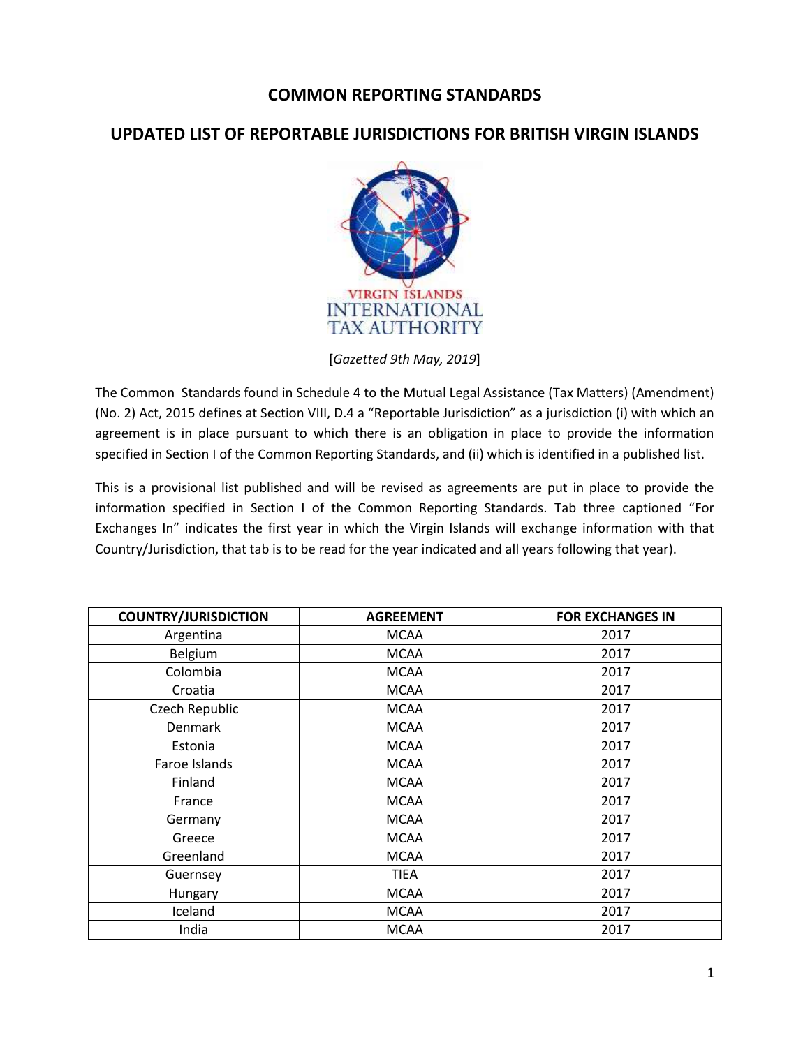# COMMON REPORTING STANDARDS

## UPDATED LIST OF REPORTABLE JURISDICTIONS FOR BRITISH VIRGIN ISLANDS

VIRGIN ISLANDS INTERNATIONAL TAX AUTHORITY

[*Gazetted 9th May, 2019*]

The Common Standards found in Schedule 4 to the Mutual Legal Assistance (Tax Matters) (Amendment) (No. 2) Act, 2015 defines at Section VIII, D.4 a "Reportable Jurisdiction" as a jurisdiction (i) with which an agreement is in place pursuant to which there is an obligation in place to provide the information specified in Section I of the Common Reporting Standards, and (ii) which is identified in a published list.

This is a provisional list published and will be revised as agreements are put in place to provide the information specified in Section I of the Common Reporting Standards. Tab three captioned "For Exchanges In" indicates the first year in which the Virgin Islands will exchange information with that Country/Jurisdiction, that tab is to be read for the year indicated and all years following that year).

| COUNTRY/JURISDICTION | AGREEMENT | FOR EXCHANGES IN |
|---|---|---|
| Argentina | MCAA | 2017 |
| Belgium | MCAA | 2017 |
| Colombia | MCAA | 2017 |
| Croatia | MCAA | 2017 |
| Czech Republic | MCAA | 2017 |
| Denmark | MCAA | 2017 |
| Estonia | MCAA | 2017 |
| Faroe Islands | MCAA | 2017 |
| Finland | MCAA | 2017 |
| France | MCAA | 2017 |
| Germany | MCAA | 2017 |
| Greece | MCAA | 2017 |
| Greenland | MCAA | 2017 |
| Guernsey | TIEA | 2017 |
| Hungary | MCAA | 2017 |
| Iceland | MCAA | 2017 |
| India | MCAA | 2017 |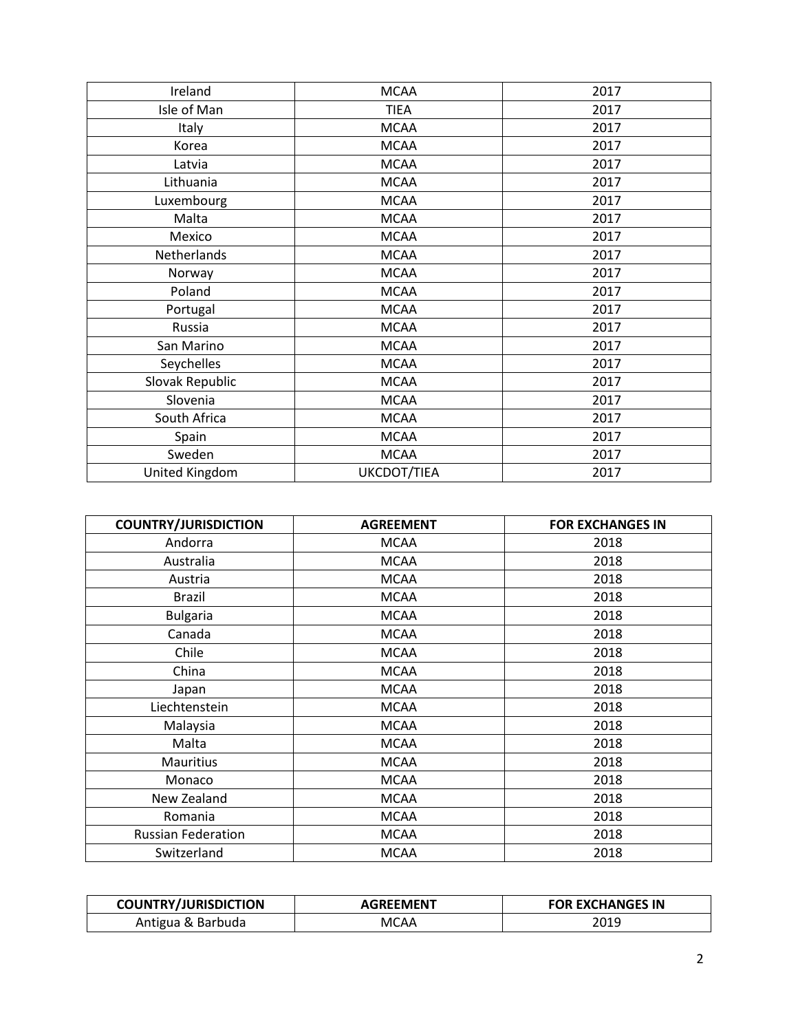| | | |
|---|---|---|
| Ireland | MCAA | 2017 |
| Isle of Man | TIEA | 2017 |
| Italy | MCAA | 2017 |
| Korea | MCAA | 2017 |
| Latvia | MCAA | 2017 |
| Lithuania | MCAA | 2017 |
| Luxembourg | MCAA | 2017 |
| Malta | MCAA | 2017 |
| Mexico | MCAA | 2017 |
| Netherlands | MCAA | 2017 |
| Norway | MCAA | 2017 |
| Poland | MCAA | 2017 |
| Portugal | MCAA | 2017 |
| Russia | MCAA | 2017 |
| San Marino | MCAA | 2017 |
| Seychelles | MCAA | 2017 |
| Slovak Republic | MCAA | 2017 |
| Slovenia | MCAA | 2017 |
| South Africa | MCAA | 2017 |
| Spain | MCAA | 2017 |
| Sweden | MCAA | 2017 |
| United Kingdom | UKCDOT/TIEA | 2017 |

| COUNTRY/JURISDICTION | AGREEMENT | FOR EXCHANGES IN |
|---|---|---|
| Andorra | MCAA | 2018 |
| Australia | MCAA | 2018 |
| Austria | MCAA | 2018 |
| Brazil | MCAA | 2018 |
| Bulgaria | MCAA | 2018 |
| Canada | MCAA | 2018 |
| Chile | MCAA | 2018 |
| China | MCAA | 2018 |
| Japan | MCAA | 2018 |
| Liechtenstein | MCAA | 2018 |
| Malaysia | MCAA | 2018 |
| Malta | MCAA | 2018 |
| Mauritius | MCAA | 2018 |
| Monaco | MCAA | 2018 |
| New Zealand | MCAA | 2018 |
| Romania | MCAA | 2018 |
| Russian Federation | MCAA | 2018 |
| Switzerland | MCAA | 2018 |

| COUNTRY/JURISDICTION | AGREEMENT | FOR EXCHANGES IN |
|---|---|---|
| Antigua & Barbuda | MCAA | 2019 |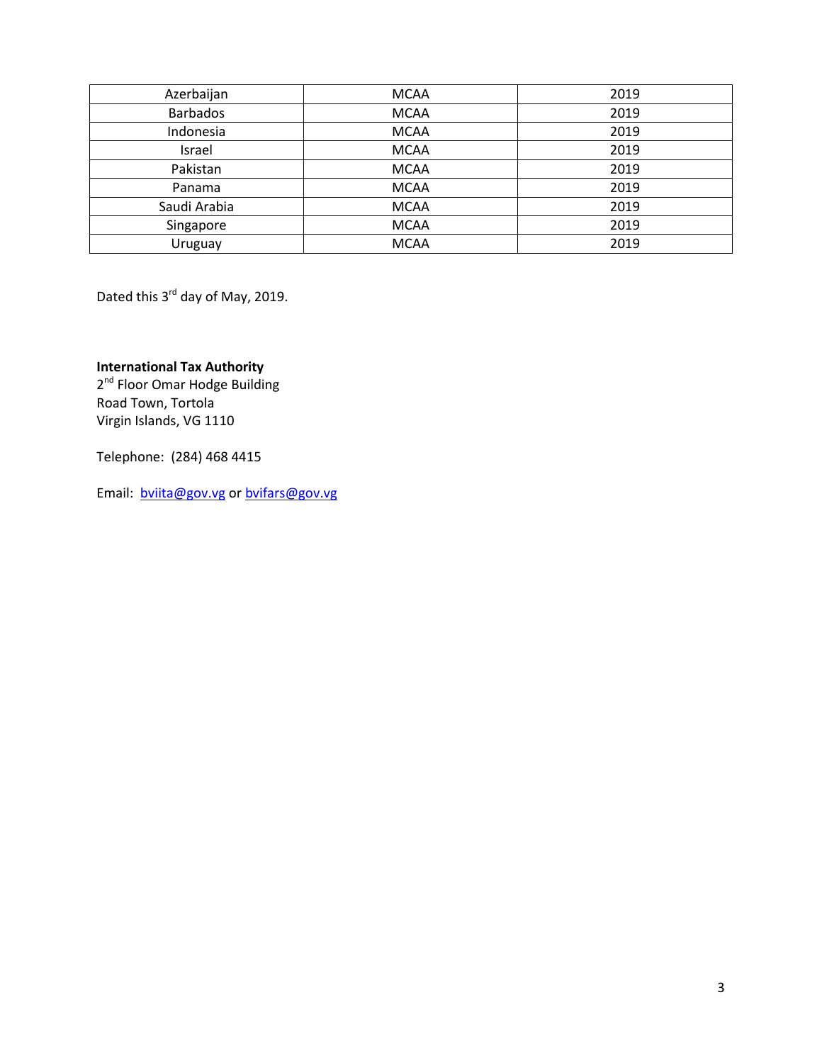| | | |
|---|---|---|
| Azerbaijan | MCAA | 2019 |
| Barbados | MCAA | 2019 |
| Indonesia | MCAA | 2019 |
| Israel | MCAA | 2019 |
| Pakistan | MCAA | 2019 |
| Panama | MCAA | 2019 |
| Saudi Arabia | MCAA | 2019 |
| Singapore | MCAA | 2019 |
| Uruguay | MCAA | 2019 |

Dated this 3rd day of May, 2019.

**International Tax Authority**
2nd Floor Omar Hodge Building
Road Town, Tortola
Virgin Islands, VG 1110

Telephone: (284) 468 4415

Email: bviita@gov.vg or bvifars@gov.vg